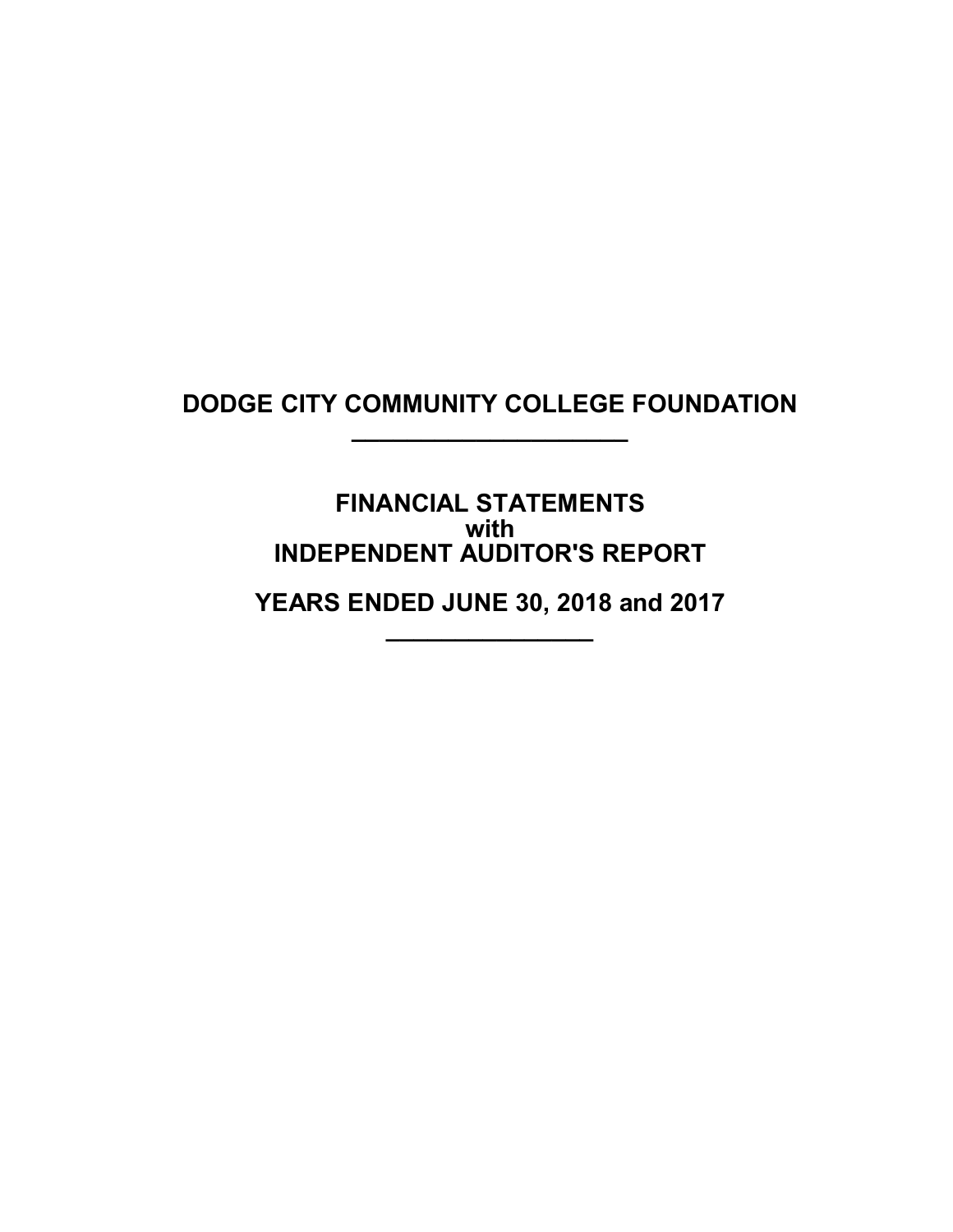# DODGE CITY COMMUNITY COLLEGE FOUNDATION

## FINANCIAL STATEMENTS
## with
## INDEPENDENT AUDITOR'S REPORT

## YEARS ENDED JUNE 30, 2018 and 2017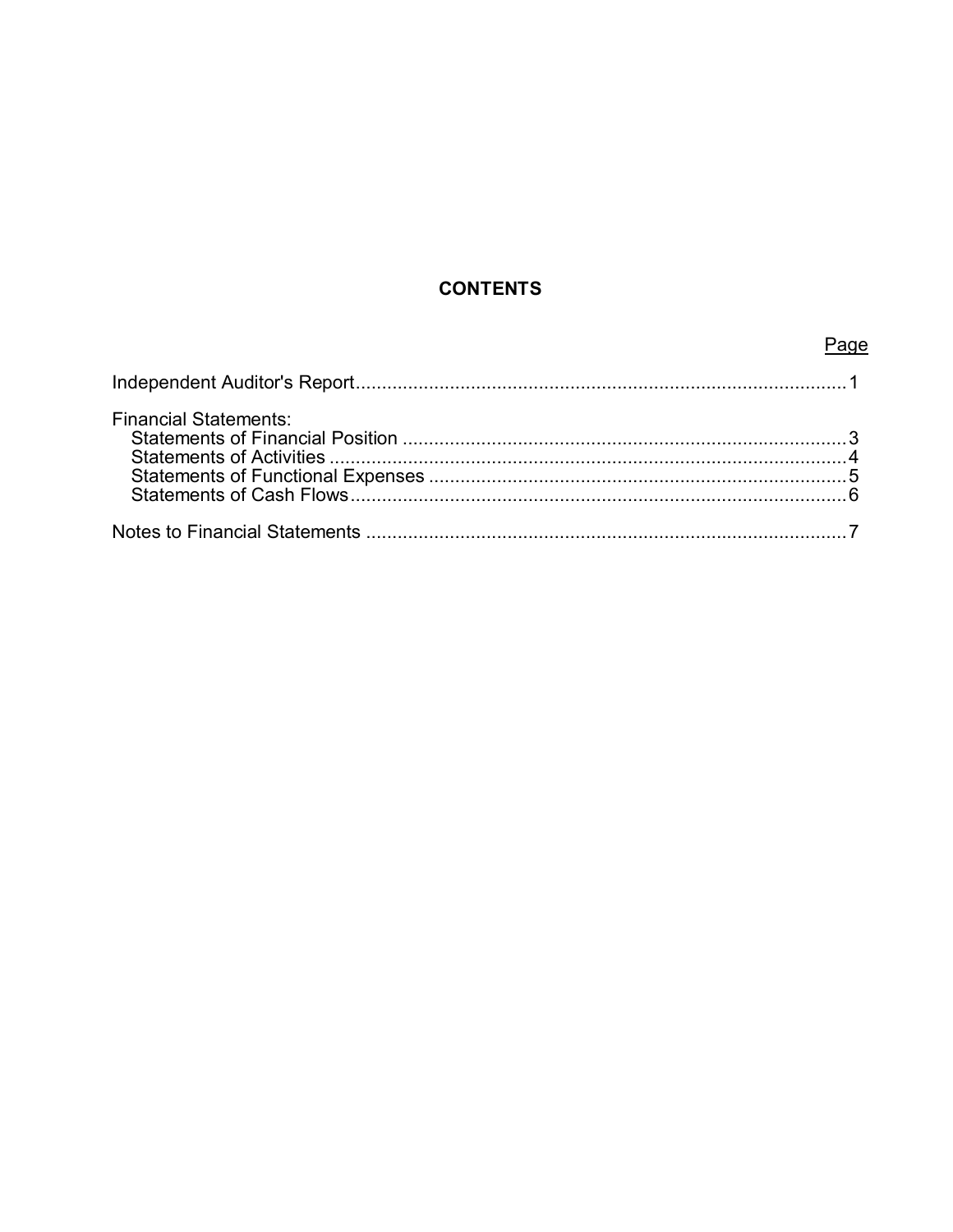# CONTENTS

| | Page |
|---|---|
| Independent Auditor's Report | 1 |
| Financial Statements: | |
| Statements of Financial Position | 3 |
| Statements of Activities | 4 |
| Statements of Functional Expenses | 5 |
| Statements of Cash Flows | 6 |
| Notes to Financial Statements | 7 |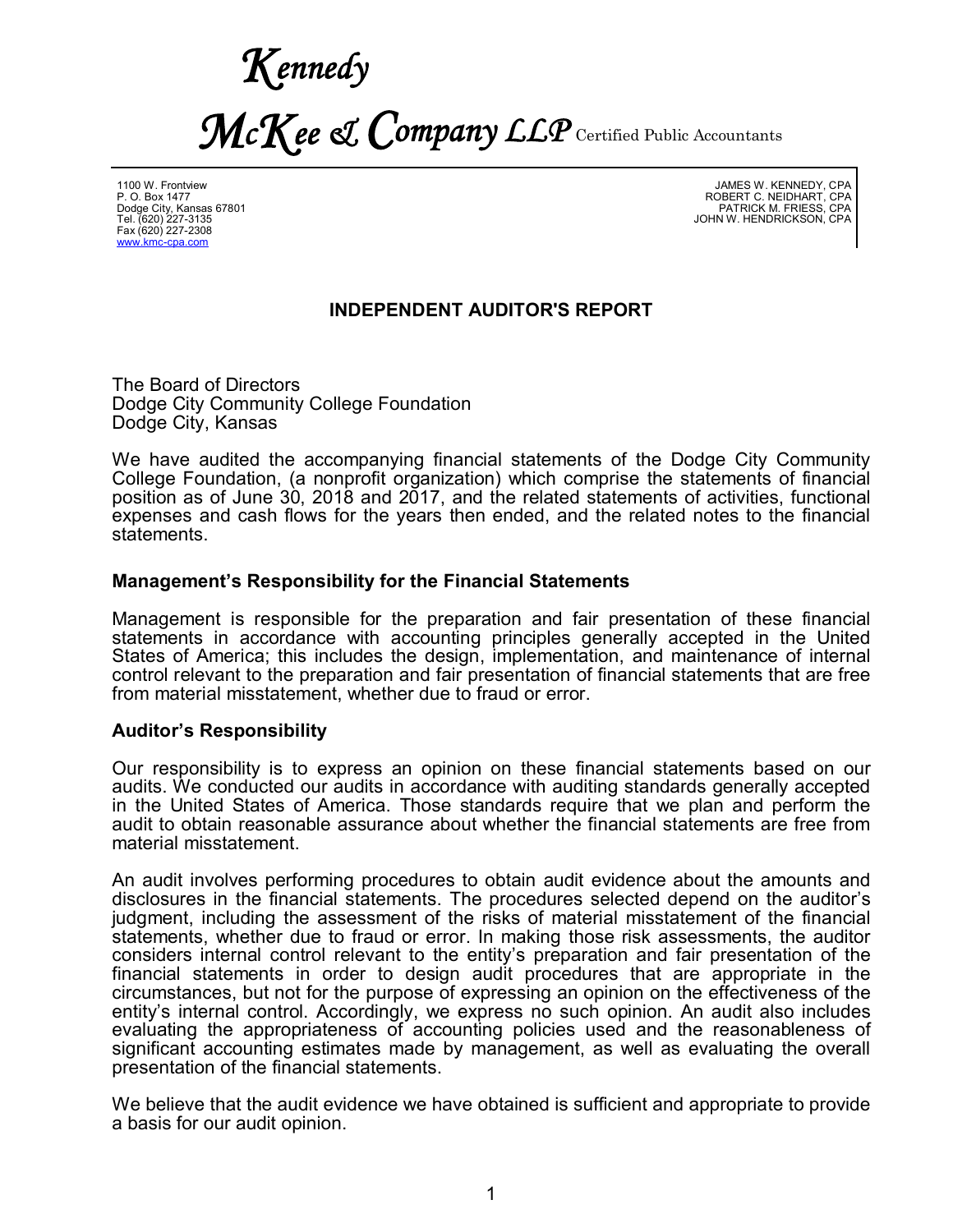*Kennedy*

*McKee & Company LLP* Certified Public Accountants

1100 W. Frontview
P. O. Box 1477
Dodge City, Kansas 67801
Tel. (620) 227-3135
Fax (620) 227-2308
www.kmc-cpa.com

JAMES W. KENNEDY, CPA
ROBERT C. NEIDHART, CPA
PATRICK M. FRIESS, CPA
JOHN W. HENDRICKSON, CPA

## INDEPENDENT AUDITOR'S REPORT

The Board of Directors
Dodge City Community College Foundation
Dodge City, Kansas

We have audited the accompanying financial statements of the Dodge City Community College Foundation, (a nonprofit organization) which comprise the statements of financial position as of June 30, 2018 and 2017, and the related statements of activities, functional expenses and cash flows for the years then ended, and the related notes to the financial statements.

### Management's Responsibility for the Financial Statements

Management is responsible for the preparation and fair presentation of these financial statements in accordance with accounting principles generally accepted in the United States of America; this includes the design, implementation, and maintenance of internal control relevant to the preparation and fair presentation of financial statements that are free from material misstatement, whether due to fraud or error.

### Auditor's Responsibility

Our responsibility is to express an opinion on these financial statements based on our audits. We conducted our audits in accordance with auditing standards generally accepted in the United States of America. Those standards require that we plan and perform the audit to obtain reasonable assurance about whether the financial statements are free from material misstatement.

An audit involves performing procedures to obtain audit evidence about the amounts and disclosures in the financial statements. The procedures selected depend on the auditor's judgment, including the assessment of the risks of material misstatement of the financial statements, whether due to fraud or error. In making those risk assessments, the auditor considers internal control relevant to the entity's preparation and fair presentation of the financial statements in order to design audit procedures that are appropriate in the circumstances, but not for the purpose of expressing an opinion on the effectiveness of the entity's internal control. Accordingly, we express no such opinion. An audit also includes evaluating the appropriateness of accounting policies used and the reasonableness of significant accounting estimates made by management, as well as evaluating the overall presentation of the financial statements.

We believe that the audit evidence we have obtained is sufficient and appropriate to provide a basis for our audit opinion.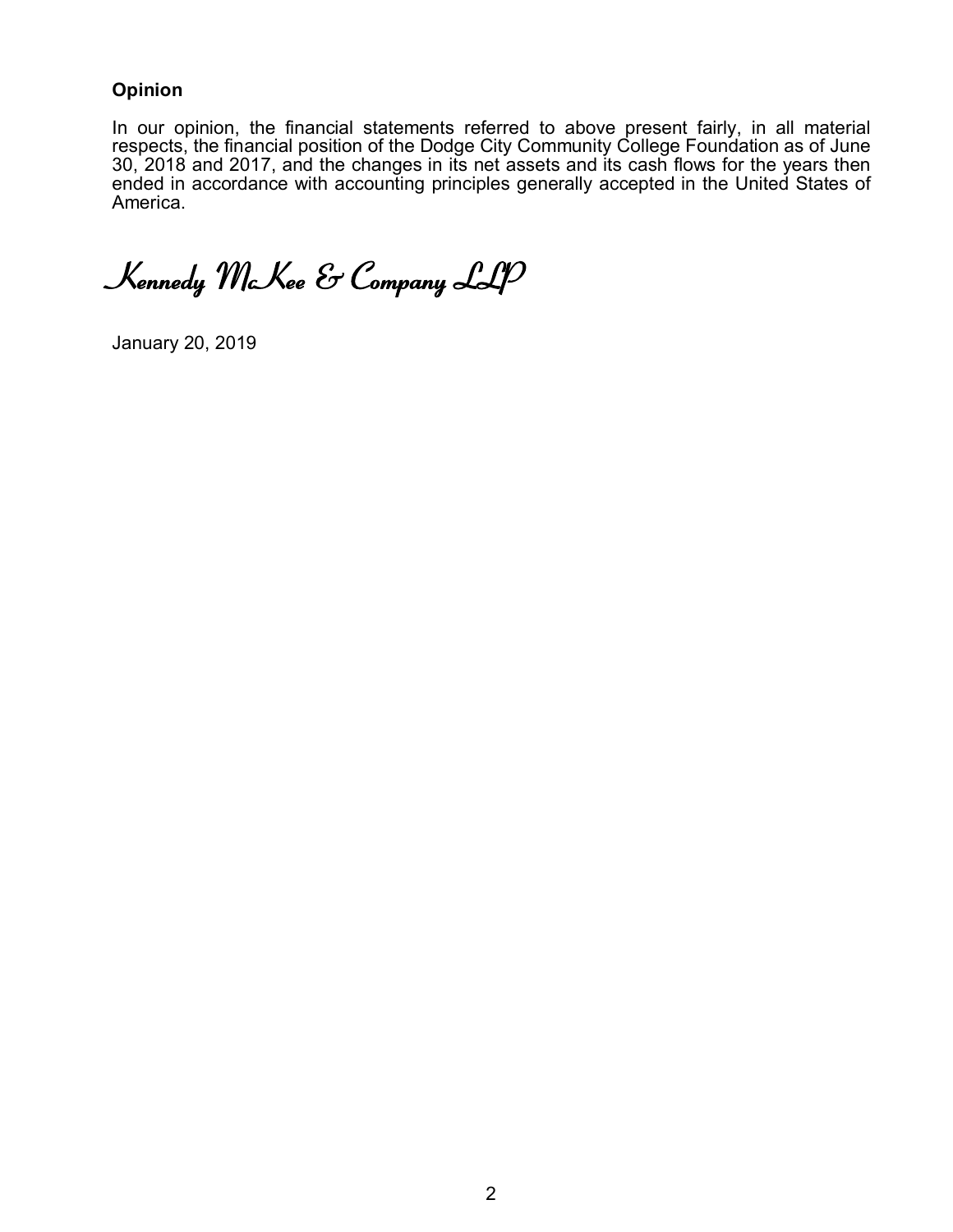**Opinion**

In our opinion, the financial statements referred to above present fairly, in all material respects, the financial position of the Dodge City Community College Foundation as of June 30, 2018 and 2017, and the changes in its net assets and its cash flows for the years then ended in accordance with accounting principles generally accepted in the United States of America.

*Kennedy McKee & Company LLP*

January 20, 2019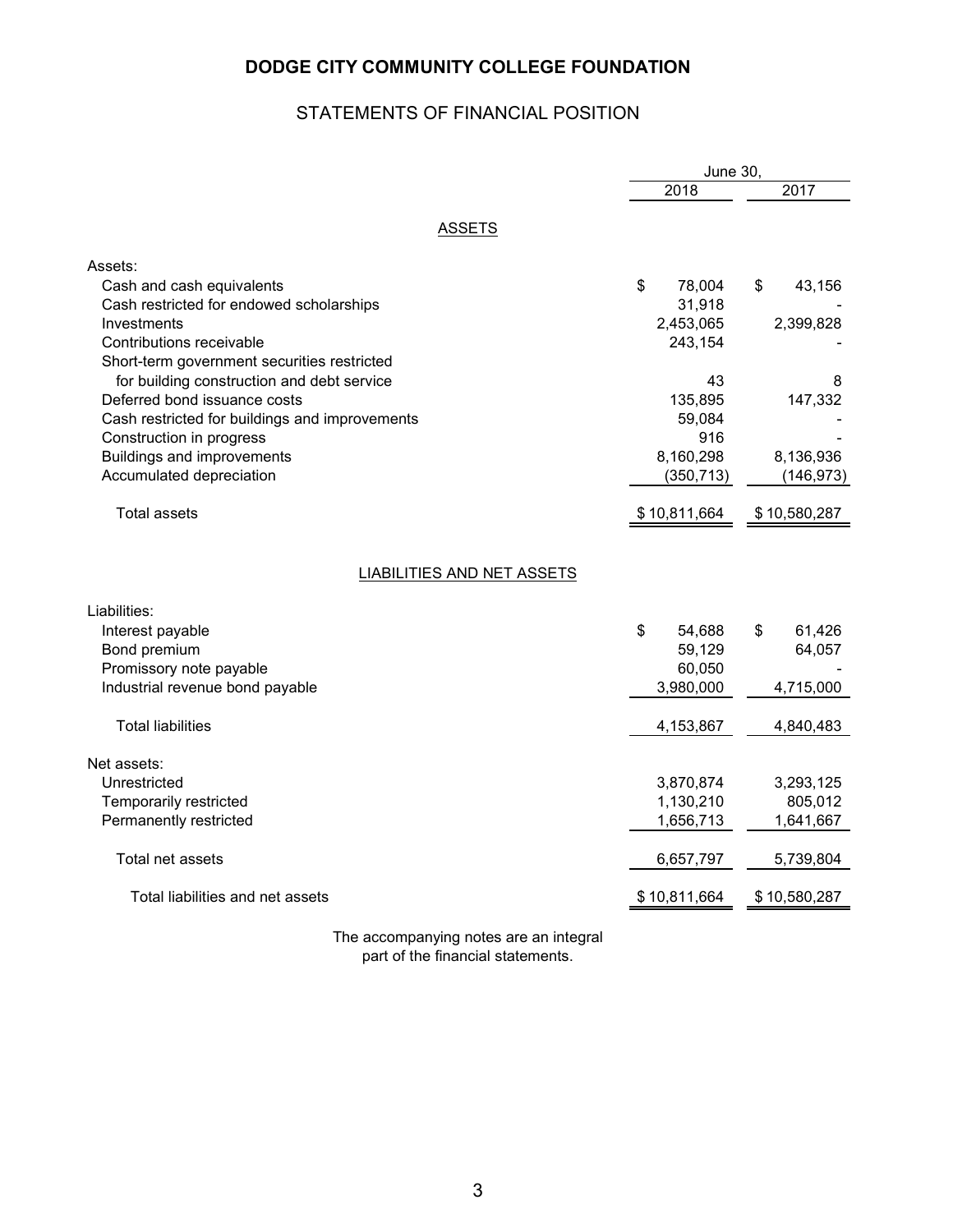# DODGE CITY COMMUNITY COLLEGE FOUNDATION

## STATEMENTS OF FINANCIAL POSITION

| | June 30, 2018 | June 30, 2017 |
|---|---|---|
| **ASSETS** | | |
| Assets: | | |
| Cash and cash equivalents | $ 78,004 | $ 43,156 |
| Cash restricted for endowed scholarships | 31,918 | - |
| Investments | 2,453,065 | 2,399,828 |
| Contributions receivable | 243,154 | - |
| Short-term government securities restricted for building construction and debt service | 43 | 8 |
| Deferred bond issuance costs | 135,895 | 147,332 |
| Cash restricted for buildings and improvements | 59,084 | - |
| Construction in progress | 916 | - |
| Buildings and improvements | 8,160,298 | 8,136,936 |
| Accumulated depreciation | (350,713) | (146,973) |
| Total assets | $ 10,811,664 | $ 10,580,287 |
| **LIABILITIES AND NET ASSETS** | | |
| Liabilities: | | |
| Interest payable | $ 54,688 | $ 61,426 |
| Bond premium | 59,129 | 64,057 |
| Promissory note payable | 60,050 | - |
| Industrial revenue bond payable | 3,980,000 | 4,715,000 |
| Total liabilities | 4,153,867 | 4,840,483 |
| Net assets: | | |
| Unrestricted | 3,870,874 | 3,293,125 |
| Temporarily restricted | 1,130,210 | 805,012 |
| Permanently restricted | 1,656,713 | 1,641,667 |
| Total net assets | 6,657,797 | 5,739,804 |
| Total liabilities and net assets | $ 10,811,664 | $ 10,580,287 |

The accompanying notes are an integral part of the financial statements.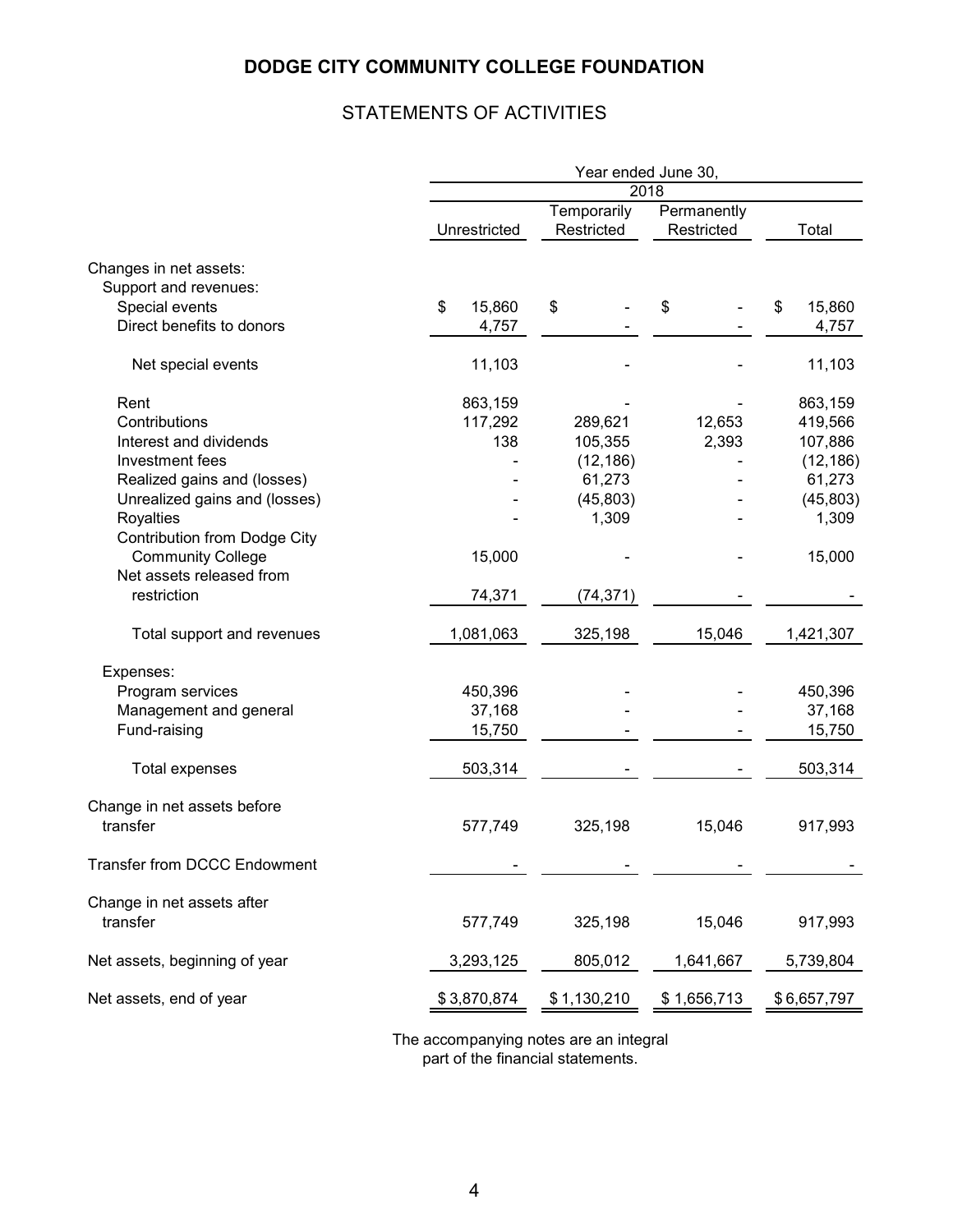# DODGE CITY COMMUNITY COLLEGE FOUNDATION

## STATEMENTS OF ACTIVITIES

| | Year ended June 30, | | | |
|---|---|---|---|---|
| | 2018 | | | |
| | Unrestricted | Temporarily Restricted | Permanently Restricted | Total |
| Changes in net assets: | | | | |
| Support and revenues: | | | | |
| Special events | $ 15,860 | $ - | $ - | $ 15,860 |
| Direct benefits to donors | 4,757 | - | - | 4,757 |
| Net special events | 11,103 | - | - | 11,103 |
| Rent | 863,159 | - | - | 863,159 |
| Contributions | 117,292 | 289,621 | 12,653 | 419,566 |
| Interest and dividends | 138 | 105,355 | 2,393 | 107,886 |
| Investment fees | - | (12,186) | - | (12,186) |
| Realized gains and (losses) | - | 61,273 | - | 61,273 |
| Unrealized gains and (losses) | - | (45,803) | - | (45,803) |
| Royalties | - | 1,309 | - | 1,309 |
| Contribution from Dodge City Community College | 15,000 | - | - | 15,000 |
| Net assets released from restriction | 74,371 | (74,371) | - | - |
| Total support and revenues | 1,081,063 | 325,198 | 15,046 | 1,421,307 |
| Expenses: | | | | |
| Program services | 450,396 | - | - | 450,396 |
| Management and general | 37,168 | - | - | 37,168 |
| Fund-raising | 15,750 | - | - | 15,750 |
| Total expenses | 503,314 | - | - | 503,314 |
| Change in net assets before transfer | 577,749 | 325,198 | 15,046 | 917,993 |
| Transfer from DCCC Endowment | - | - | - | - |
| Change in net assets after transfer | 577,749 | 325,198 | 15,046 | 917,993 |
| Net assets, beginning of year | 3,293,125 | 805,012 | 1,641,667 | 5,739,804 |
| Net assets, end of year | $ 3,870,874 | $ 1,130,210 | $ 1,656,713 | $ 6,657,797 |

The accompanying notes are an integral part of the financial statements.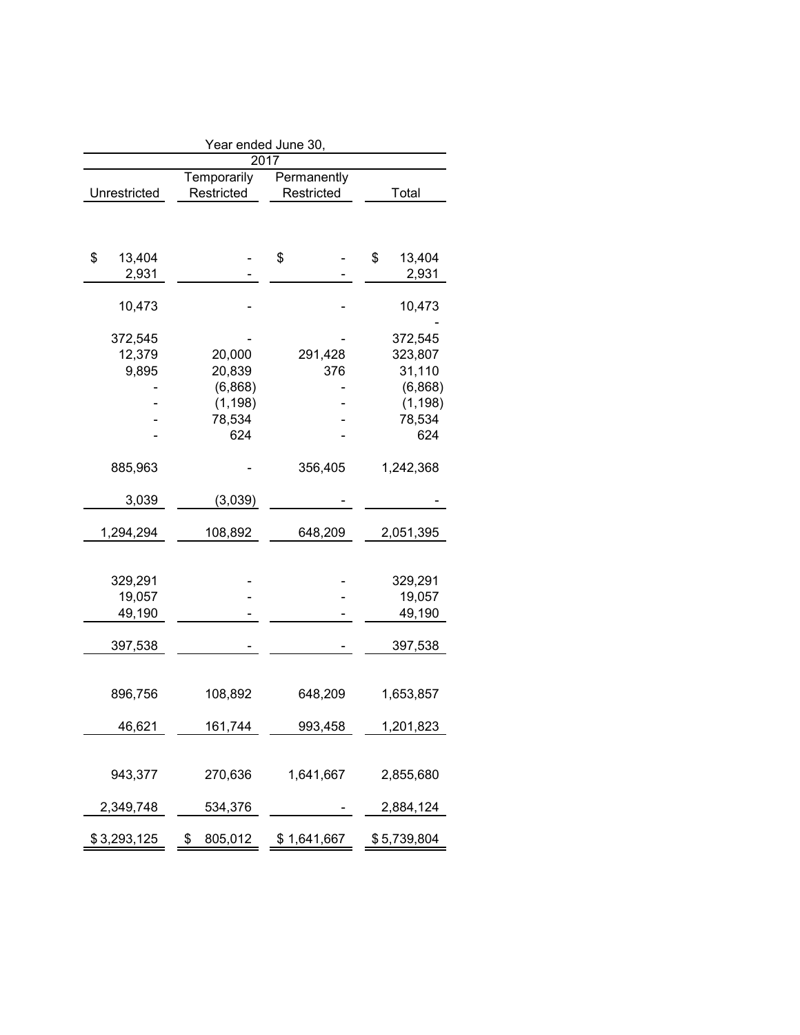| Year ended June 30, | | | |
|---|---|---|---|
| 2017 | | | |
| Unrestricted | Temporarily Restricted | Permanently Restricted | Total |
| | | | |
| $ 13,404 | - | $ - | $ 13,404 |
| 2,931 | - | - | 2,931 |
| 10,473 | - | - | 10,473 |
| | | | - |
| 372,545 | - | - | 372,545 |
| 12,379 | 20,000 | 291,428 | 323,807 |
| 9,895 | 20,839 | 376 | 31,110 |
| - | (6,868) | - | (6,868) |
| - | (1,198) | - | (1,198) |
| - | 78,534 | - | 78,534 |
| - | 624 | - | 624 |
| 885,963 | - | 356,405 | 1,242,368 |
| 3,039 | (3,039) | - | - |
| 1,294,294 | 108,892 | 648,209 | 2,051,395 |
| | | | |
| 329,291 | - | - | 329,291 |
| 19,057 | - | - | 19,057 |
| 49,190 | - | - | 49,190 |
| 397,538 | - | - | 397,538 |
| | | | |
| 896,756 | 108,892 | 648,209 | 1,653,857 |
| 46,621 | 161,744 | 993,458 | 1,201,823 |
| | | | |
| 943,377 | 270,636 | 1,641,667 | 2,855,680 |
| 2,349,748 | 534,376 | - | 2,884,124 |
| $ 3,293,125 | $ 805,012 | $ 1,641,667 | $ 5,739,804 |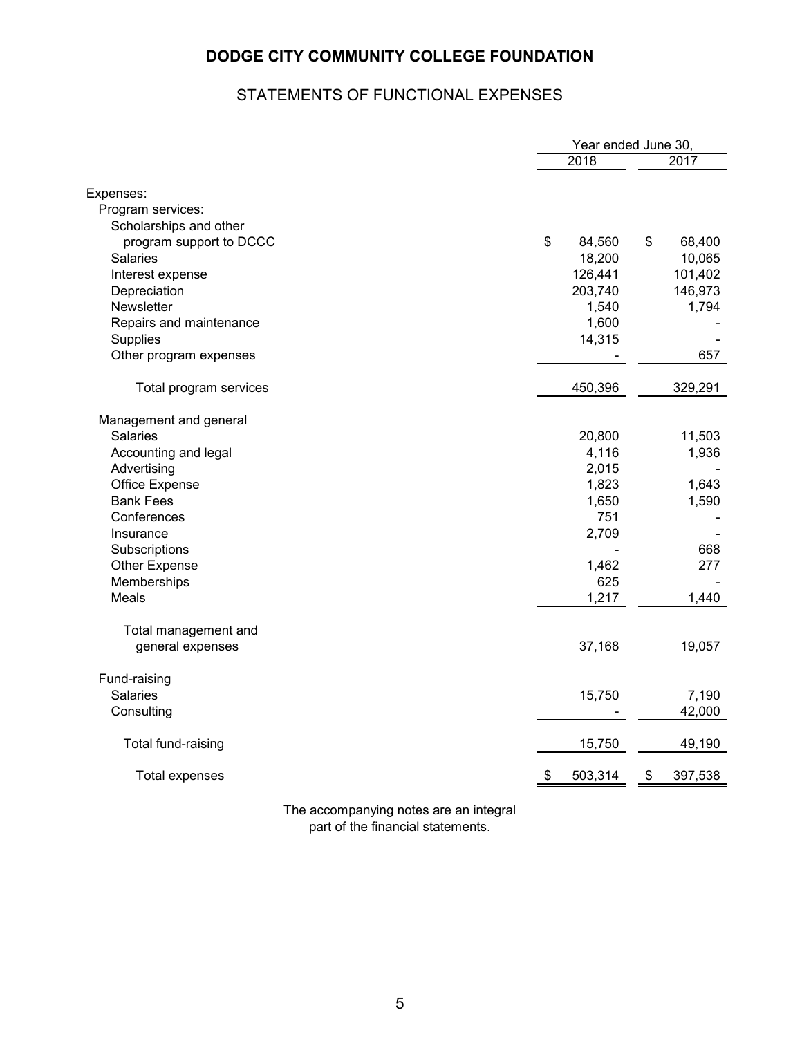# DODGE CITY COMMUNITY COLLEGE FOUNDATION

## STATEMENTS OF FUNCTIONAL EXPENSES

| | Year ended June 30, 2018 | Year ended June 30, 2017 |
|---|---|---|
| **Expenses:** | | |
| Program services: | | |
| Scholarships and other program support to DCCC | $ 84,560 | $ 68,400 |
| Salaries | 18,200 | 10,065 |
| Interest expense | 126,441 | 101,402 |
| Depreciation | 203,740 | 146,973 |
| Newsletter | 1,540 | 1,794 |
| Repairs and maintenance | 1,600 | - |
| Supplies | 14,315 | - |
| Other program expenses | - | 657 |
| Total program services | 450,396 | 329,291 |
| Management and general | | |
| Salaries | 20,800 | 11,503 |
| Accounting and legal | 4,116 | 1,936 |
| Advertising | 2,015 | - |
| Office Expense | 1,823 | 1,643 |
| Bank Fees | 1,650 | 1,590 |
| Conferences | 751 | - |
| Insurance | 2,709 | - |
| Subscriptions | - | 668 |
| Other Expense | 1,462 | 277 |
| Memberships | 625 | - |
| Meals | 1,217 | 1,440 |
| Total management and general expenses | 37,168 | 19,057 |
| Fund-raising | | |
| Salaries | 15,750 | 7,190 |
| Consulting | - | 42,000 |
| Total fund-raising | 15,750 | 49,190 |
| Total expenses | $ 503,314 | $ 397,538 |

The accompanying notes are an integral part of the financial statements.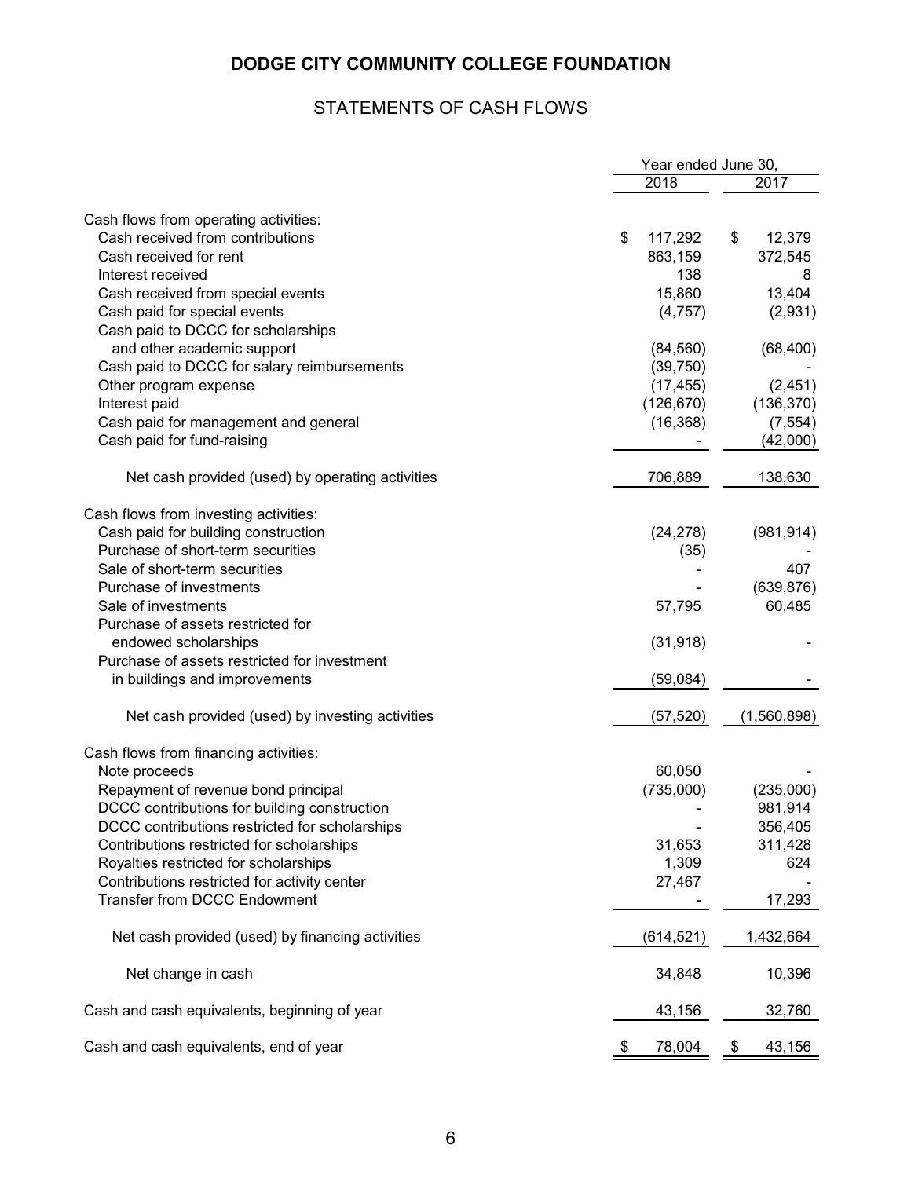# DODGE CITY COMMUNITY COLLEGE FOUNDATION

## STATEMENTS OF CASH FLOWS

| | Year ended June 30, | |
|---|---|---|
| | 2018 | 2017 |
| **Cash flows from operating activities:** | | |
| Cash received from contributions | $ 117,292 | $ 12,379 |
| Cash received for rent | 863,159 | 372,545 |
| Interest received | 138 | 8 |
| Cash received from special events | 15,860 | 13,404 |
| Cash paid for special events | (4,757) | (2,931) |
| Cash paid to DCCC for scholarships and other academic support | (84,560) | (68,400) |
| Cash paid to DCCC for salary reimbursements | (39,750) | - |
| Other program expense | (17,455) | (2,451) |
| Interest paid | (126,670) | (136,370) |
| Cash paid for management and general | (16,368) | (7,554) |
| Cash paid for fund-raising | - | (42,000) |
| Net cash provided (used) by operating activities | 706,889 | 138,630 |
| **Cash flows from investing activities:** | | |
| Cash paid for building construction | (24,278) | (981,914) |
| Purchase of short-term securities | (35) | - |
| Sale of short-term securities | - | 407 |
| Purchase of investments | - | (639,876) |
| Sale of investments | 57,795 | 60,485 |
| Purchase of assets restricted for endowed scholarships | (31,918) | - |
| Purchase of assets restricted for investment in buildings and improvements | (59,084) | - |
| Net cash provided (used) by investing activities | (57,520) | (1,560,898) |
| **Cash flows from financing activities:** | | |
| Note proceeds | 60,050 | - |
| Repayment of revenue bond principal | (735,000) | (235,000) |
| DCCC contributions for building construction | - | 981,914 |
| DCCC contributions restricted for scholarships | - | 356,405 |
| Contributions restricted for scholarships | 31,653 | 311,428 |
| Royalties restricted for scholarships | 1,309 | 624 |
| Contributions restricted for activity center | 27,467 | - |
| Transfer from DCCC Endowment | - | 17,293 |
| Net cash provided (used) by financing activities | (614,521) | 1,432,664 |
| Net change in cash | 34,848 | 10,396 |
| Cash and cash equivalents, beginning of year | 43,156 | 32,760 |
| Cash and cash equivalents, end of year | $ 78,004 | $ 43,156 |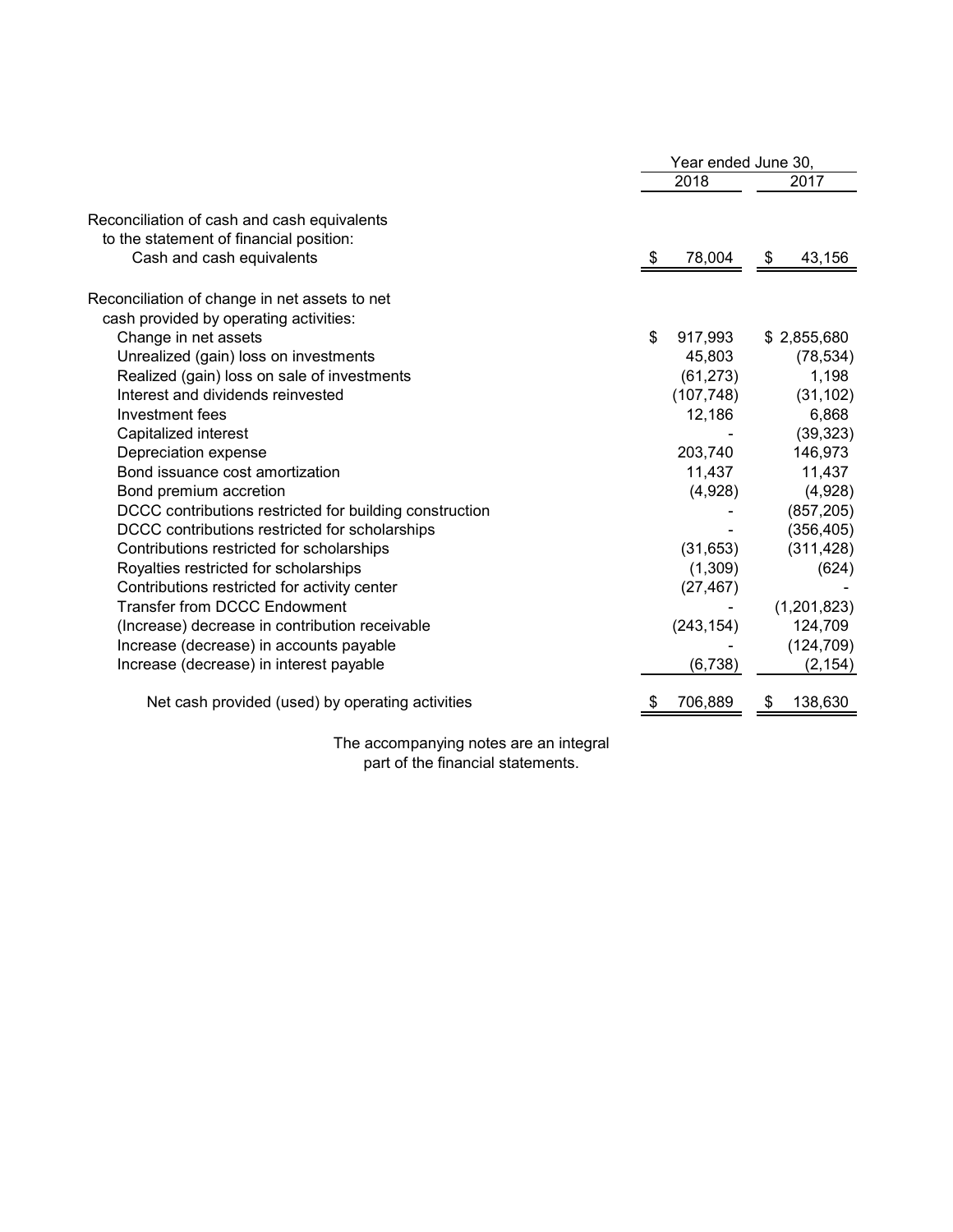| | Year ended June 30, | |
|---|---|---|
| | 2018 | 2017 |
| Reconciliation of cash and cash equivalents to the statement of financial position: | | |
| Cash and cash equivalents | $ 78,004 | $ 43,156 |
| Reconciliation of change in net assets to net cash provided by operating activities: | | |
| Change in net assets | $ 917,993 | $ 2,855,680 |
| Unrealized (gain) loss on investments | 45,803 | (78,534) |
| Realized (gain) loss on sale of investments | (61,273) | 1,198 |
| Interest and dividends reinvested | (107,748) | (31,102) |
| Investment fees | 12,186 | 6,868 |
| Capitalized interest | - | (39,323) |
| Depreciation expense | 203,740 | 146,973 |
| Bond issuance cost amortization | 11,437 | 11,437 |
| Bond premium accretion | (4,928) | (4,928) |
| DCCC contributions restricted for building construction | - | (857,205) |
| DCCC contributions restricted for scholarships | - | (356,405) |
| Contributions restricted for scholarships | (31,653) | (311,428) |
| Royalties restricted for scholarships | (1,309) | (624) |
| Contributions restricted for activity center | (27,467) | - |
| Transfer from DCCC Endowment | - | (1,201,823) |
| (Increase) decrease in contribution receivable | (243,154) | 124,709 |
| Increase (decrease) in accounts payable | - | (124,709) |
| Increase (decrease) in interest payable | (6,738) | (2,154) |
| Net cash provided (used) by operating activities | $ 706,889 | $ 138,630 |

The accompanying notes are an integral part of the financial statements.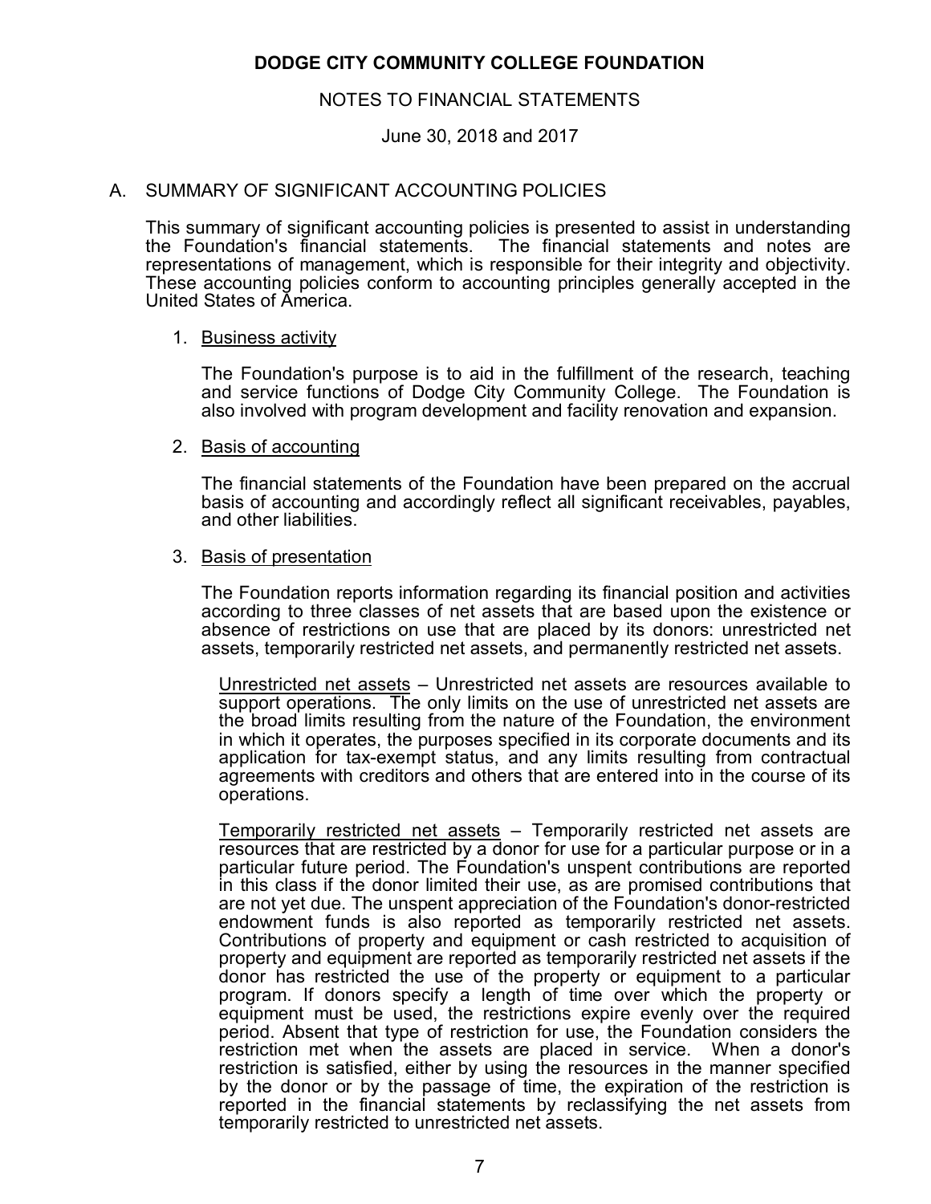# DODGE CITY COMMUNITY COLLEGE FOUNDATION

NOTES TO FINANCIAL STATEMENTS

June 30, 2018 and 2017

## A. SUMMARY OF SIGNIFICANT ACCOUNTING POLICIES

This summary of significant accounting policies is presented to assist in understanding the Foundation's financial statements. The financial statements and notes are representations of management, which is responsible for their integrity and objectivity. These accounting policies conform to accounting principles generally accepted in the United States of America.

1. Business activity

   The Foundation's purpose is to aid in the fulfillment of the research, teaching and service functions of Dodge City Community College. The Foundation is also involved with program development and facility renovation and expansion.

2. Basis of accounting

   The financial statements of the Foundation have been prepared on the accrual basis of accounting and accordingly reflect all significant receivables, payables, and other liabilities.

3. Basis of presentation

   The Foundation reports information regarding its financial position and activities according to three classes of net assets that are based upon the existence or absence of restrictions on use that are placed by its donors: unrestricted net assets, temporarily restricted net assets, and permanently restricted net assets.

   Unrestricted net assets – Unrestricted net assets are resources available to support operations. The only limits on the use of unrestricted net assets are the broad limits resulting from the nature of the Foundation, the environment in which it operates, the purposes specified in its corporate documents and its application for tax-exempt status, and any limits resulting from contractual agreements with creditors and others that are entered into in the course of its operations.

   Temporarily restricted net assets – Temporarily restricted net assets are resources that are restricted by a donor for use for a particular purpose or in a particular future period. The Foundation's unspent contributions are reported in this class if the donor limited their use, as are promised contributions that are not yet due. The unspent appreciation of the Foundation's donor-restricted endowment funds is also reported as temporarily restricted net assets. Contributions of property and equipment or cash restricted to acquisition of property and equipment are reported as temporarily restricted net assets if the donor has restricted the use of the property or equipment to a particular program. If donors specify a length of time over which the property or equipment must be used, the restrictions expire evenly over the required period. Absent that type of restriction for use, the Foundation considers the restriction met when the assets are placed in service. When a donor's restriction is satisfied, either by using the resources in the manner specified by the donor or by the passage of time, the expiration of the restriction is reported in the financial statements by reclassifying the net assets from temporarily restricted to unrestricted net assets.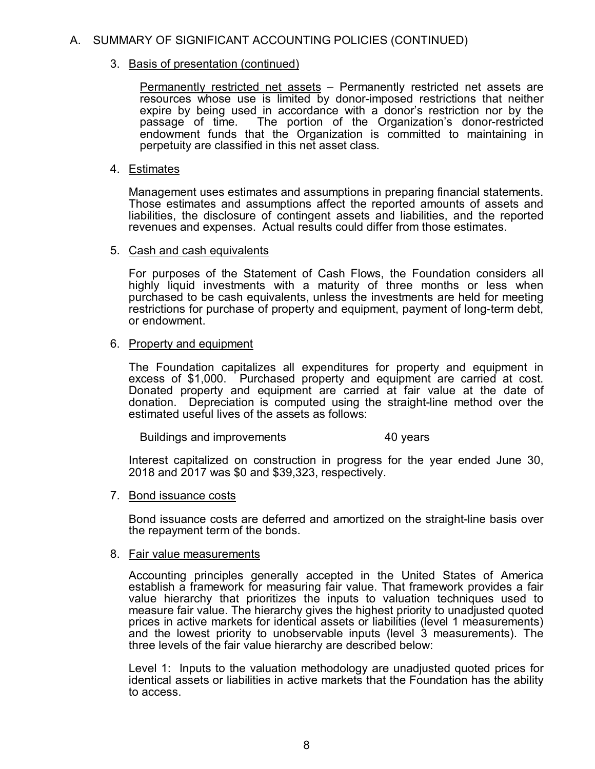## A. SUMMARY OF SIGNIFICANT ACCOUNTING POLICIES (CONTINUED)

### 3. Basis of presentation (continued)

Permanently restricted net assets – Permanently restricted net assets are resources whose use is limited by donor-imposed restrictions that neither expire by being used in accordance with a donor's restriction nor by the passage of time. The portion of the Organization's donor-restricted endowment funds that the Organization is committed to maintaining in perpetuity are classified in this net asset class.

### 4. Estimates

Management uses estimates and assumptions in preparing financial statements. Those estimates and assumptions affect the reported amounts of assets and liabilities, the disclosure of contingent assets and liabilities, and the reported revenues and expenses. Actual results could differ from those estimates.

### 5. Cash and cash equivalents

For purposes of the Statement of Cash Flows, the Foundation considers all highly liquid investments with a maturity of three months or less when purchased to be cash equivalents, unless the investments are held for meeting restrictions for purchase of property and equipment, payment of long-term debt, or endowment.

### 6. Property and equipment

The Foundation capitalizes all expenditures for property and equipment in excess of $1,000. Purchased property and equipment are carried at cost. Donated property and equipment are carried at fair value at the date of donation. Depreciation is computed using the straight-line method over the estimated useful lives of the assets as follows:

| | |
|---|---|
| Buildings and improvements | 40 years |

Interest capitalized on construction in progress for the year ended June 30, 2018 and 2017 was $0 and $39,323, respectively.

### 7. Bond issuance costs

Bond issuance costs are deferred and amortized on the straight-line basis over the repayment term of the bonds.

### 8. Fair value measurements

Accounting principles generally accepted in the United States of America establish a framework for measuring fair value. That framework provides a fair value hierarchy that prioritizes the inputs to valuation techniques used to measure fair value. The hierarchy gives the highest priority to unadjusted quoted prices in active markets for identical assets or liabilities (level 1 measurements) and the lowest priority to unobservable inputs (level 3 measurements). The three levels of the fair value hierarchy are described below:

Level 1: Inputs to the valuation methodology are unadjusted quoted prices for identical assets or liabilities in active markets that the Foundation has the ability to access.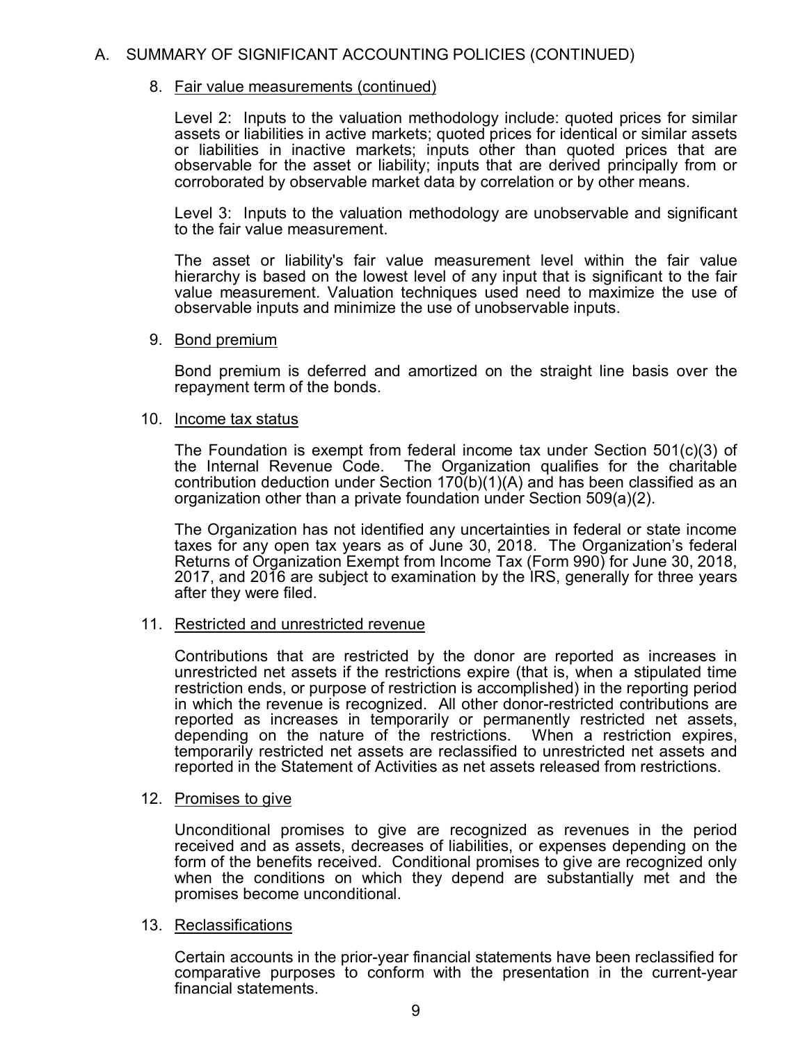## A. SUMMARY OF SIGNIFICANT ACCOUNTING POLICIES (CONTINUED)

### 8. Fair value measurements (continued)

Level 2: Inputs to the valuation methodology include: quoted prices for similar assets or liabilities in active markets; quoted prices for identical or similar assets or liabilities in inactive markets; inputs other than quoted prices that are observable for the asset or liability; inputs that are derived principally from or corroborated by observable market data by correlation or by other means.

Level 3: Inputs to the valuation methodology are unobservable and significant to the fair value measurement.

The asset or liability's fair value measurement level within the fair value hierarchy is based on the lowest level of any input that is significant to the fair value measurement. Valuation techniques used need to maximize the use of observable inputs and minimize the use of unobservable inputs.

### 9. Bond premium

Bond premium is deferred and amortized on the straight line basis over the repayment term of the bonds.

### 10. Income tax status

The Foundation is exempt from federal income tax under Section 501(c)(3) of the Internal Revenue Code. The Organization qualifies for the charitable contribution deduction under Section 170(b)(1)(A) and has been classified as an organization other than a private foundation under Section 509(a)(2).

The Organization has not identified any uncertainties in federal or state income taxes for any open tax years as of June 30, 2018. The Organization's federal Returns of Organization Exempt from Income Tax (Form 990) for June 30, 2018, 2017, and 2016 are subject to examination by the IRS, generally for three years after they were filed.

### 11. Restricted and unrestricted revenue

Contributions that are restricted by the donor are reported as increases in unrestricted net assets if the restrictions expire (that is, when a stipulated time restriction ends, or purpose of restriction is accomplished) in the reporting period in which the revenue is recognized. All other donor-restricted contributions are reported as increases in temporarily or permanently restricted net assets, depending on the nature of the restrictions. When a restriction expires, temporarily restricted net assets are reclassified to unrestricted net assets and reported in the Statement of Activities as net assets released from restrictions.

### 12. Promises to give

Unconditional promises to give are recognized as revenues in the period received and as assets, decreases of liabilities, or expenses depending on the form of the benefits received. Conditional promises to give are recognized only when the conditions on which they depend are substantially met and the promises become unconditional.

### 13. Reclassifications

Certain accounts in the prior-year financial statements have been reclassified for comparative purposes to conform with the presentation in the current-year financial statements.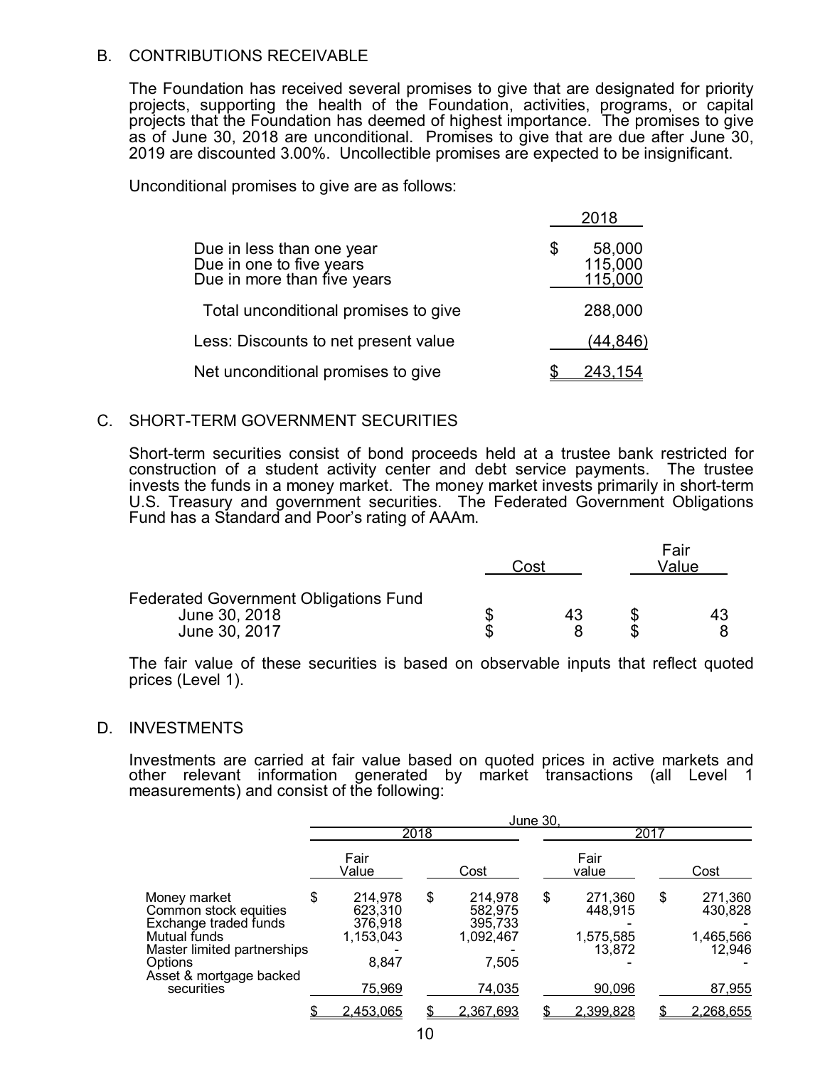## B. CONTRIBUTIONS RECEIVABLE

The Foundation has received several promises to give that are designated for priority projects, supporting the health of the Foundation, activities, programs, or capital projects that the Foundation has deemed of highest importance. The promises to give as of June 30, 2018 are unconditional. Promises to give that are due after June 30, 2019 are discounted 3.00%. Uncollectible promises are expected to be insignificant.

Unconditional promises to give are as follows:

| | 2018 |
|---|---|
| Due in less than one year | $ 58,000 |
| Due in one to five years | 115,000 |
| Due in more than five years | 115,000 |
| Total unconditional promises to give | 288,000 |
| Less: Discounts to net present value | (44,846) |
| Net unconditional promises to give | $ 243,154 |

## C. SHORT-TERM GOVERNMENT SECURITIES

Short-term securities consist of bond proceeds held at a trustee bank restricted for construction of a student activity center and debt service payments. The trustee invests the funds in a money market. The money market invests primarily in short-term U.S. Treasury and government securities. The Federated Government Obligations Fund has a Standard and Poor's rating of AAAm.

| | Cost | Fair Value |
|---|---|---|
| Federated Government Obligations Fund | | |
| June 30, 2018 | $ 43 | $ 43 |
| June 30, 2017 | $ 8 | $ 8 |

The fair value of these securities is based on observable inputs that reflect quoted prices (Level 1).

## D. INVESTMENTS

Investments are carried at fair value based on quoted prices in active markets and other relevant information generated by market transactions (all Level 1 measurements) and consist of the following:

| | June 30, | | | |
|---|---|---|---|---|
| | 2018 | | 2017 | |
| | Fair Value | Cost | Fair value | Cost |
| Money market | $ 214,978 | $ 214,978 | $ 271,360 | $ 271,360 |
| Common stock equities | 623,310 | 582,975 | 448,915 | 430,828 |
| Exchange traded funds | 376,918 | 395,733 | - | - |
| Mutual funds | 1,153,043 | 1,092,467 | 1,575,585 | 1,465,566 |
| Master limited partnerships | - | - | 13,872 | 12,946 |
| Options | 8,847 | 7,505 | - | - |
| Asset & mortgage backed securities | 75,969 | 74,035 | 90,096 | 87,955 |
| | $ 2,453,065 | $ 2,367,693 | $ 2,399,828 | $ 2,268,655 |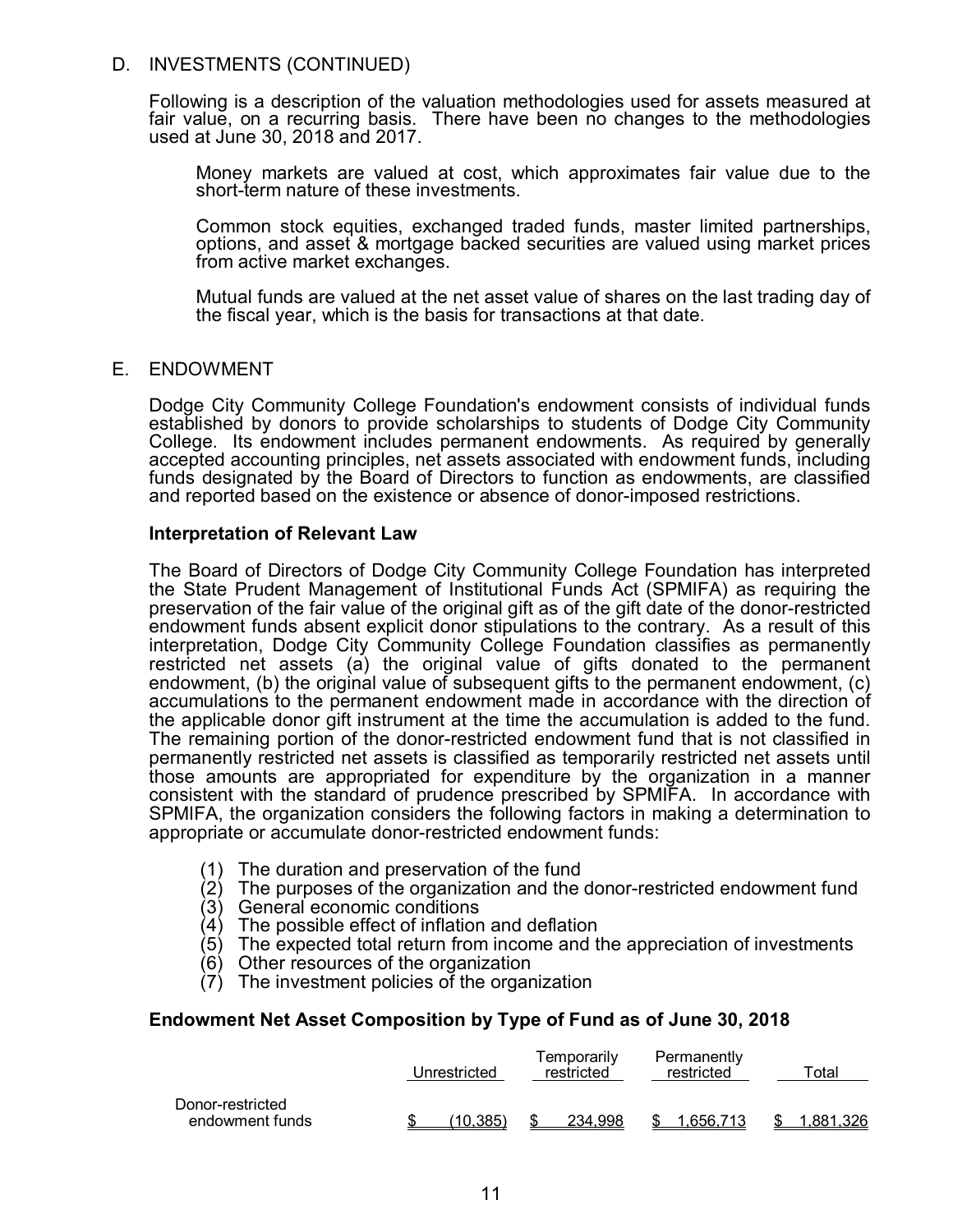## D. INVESTMENTS (CONTINUED)

Following is a description of the valuation methodologies used for assets measured at fair value, on a recurring basis. There have been no changes to the methodologies used at June 30, 2018 and 2017.

Money markets are valued at cost, which approximates fair value due to the short-term nature of these investments.

Common stock equities, exchanged traded funds, master limited partnerships, options, and asset & mortgage backed securities are valued using market prices from active market exchanges.

Mutual funds are valued at the net asset value of shares on the last trading day of the fiscal year, which is the basis for transactions at that date.

## E. ENDOWMENT

Dodge City Community College Foundation's endowment consists of individual funds established by donors to provide scholarships to students of Dodge City Community College. Its endowment includes permanent endowments. As required by generally accepted accounting principles, net assets associated with endowment funds, including funds designated by the Board of Directors to function as endowments, are classified and reported based on the existence or absence of donor-imposed restrictions.

**Interpretation of Relevant Law**

The Board of Directors of Dodge City Community College Foundation has interpreted the State Prudent Management of Institutional Funds Act (SPMIFA) as requiring the preservation of the fair value of the original gift as of the gift date of the donor-restricted endowment funds absent explicit donor stipulations to the contrary. As a result of this interpretation, Dodge City Community College Foundation classifies as permanently restricted net assets (a) the original value of gifts donated to the permanent endowment, (b) the original value of subsequent gifts to the permanent endowment, (c) accumulations to the permanent endowment made in accordance with the direction of the applicable donor gift instrument at the time the accumulation is added to the fund. The remaining portion of the donor-restricted endowment fund that is not classified in permanently restricted net assets is classified as temporarily restricted net assets until those amounts are appropriated for expenditure by the organization in a manner consistent with the standard of prudence prescribed by SPMIFA. In accordance with SPMIFA, the organization considers the following factors in making a determination to appropriate or accumulate donor-restricted endowment funds:

(1) The duration and preservation of the fund
(2) The purposes of the organization and the donor-restricted endowment fund
(3) General economic conditions
(4) The possible effect of inflation and deflation
(5) The expected total return from income and the appreciation of investments
(6) Other resources of the organization
(7) The investment policies of the organization

**Endowment Net Asset Composition by Type of Fund as of June 30, 2018**

| | Unrestricted | Temporarily restricted | Permanently restricted | Total |
|---|---|---|---|---|
| Donor-restricted endowment funds | $ (10,385) | $ 234,998 | $ 1,656,713 | $ 1,881,326 |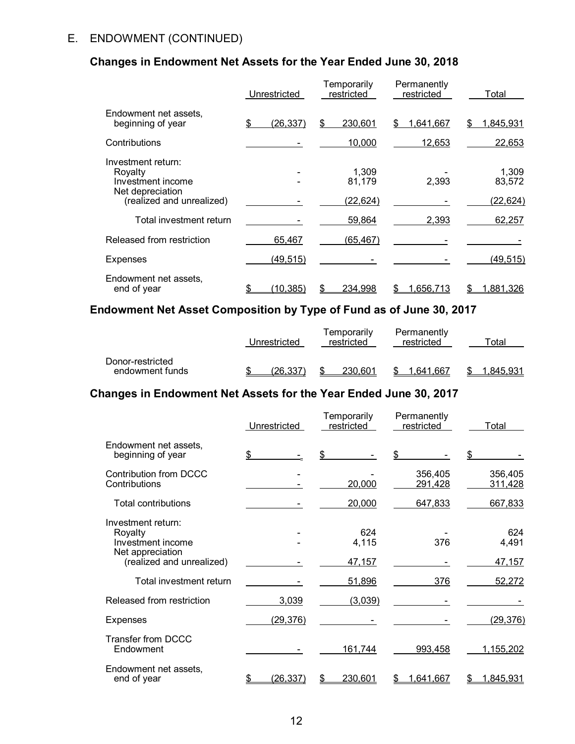## E. ENDOWMENT (CONTINUED)

### Changes in Endowment Net Assets for the Year Ended June 30, 2018

| | Unrestricted | Temporarily restricted | Permanently restricted | Total |
|---|---|---|---|---|
| Endowment net assets, beginning of year | $ (26,337) | $ 230,601 | $ 1,641,667 | $ 1,845,931 |
| Contributions | - | 10,000 | 12,653 | 22,653 |
| Investment return: | | | | |
| Royalty | - | 1,309 | - | 1,309 |
| Investment income | - | 81,179 | 2,393 | 83,572 |
| Net depreciation (realized and unrealized) | - | (22,624) | - | (22,624) |
| Total investment return | - | 59,864 | 2,393 | 62,257 |
| Released from restriction | 65,467 | (65,467) | - | - |
| Expenses | (49,515) | - | - | (49,515) |
| Endowment net assets, end of year | $ (10,385) | $ 234,998 | $ 1,656,713 | $ 1,881,326 |

### Endowment Net Asset Composition by Type of Fund as of June 30, 2017

| | Unrestricted | Temporarily restricted | Permanently restricted | Total |
|---|---|---|---|---|
| Donor-restricted endowment funds | $ (26,337) | $ 230,601 | $ 1,641,667 | $ 1,845,931 |

### Changes in Endowment Net Assets for the Year Ended June 30, 2017

| | Unrestricted | Temporarily restricted | Permanently restricted | Total |
|---|---|---|---|---|
| Endowment net assets, beginning of year | $ - | $ - | $ - | $ - |
| Contribution from DCCC | - | - | 356,405 | 356,405 |
| Contributions | - | 20,000 | 291,428 | 311,428 |
| Total contributions | - | 20,000 | 647,833 | 667,833 |
| Investment return: | | | | |
| Royalty | - | 624 | - | 624 |
| Investment income | - | 4,115 | 376 | 4,491 |
| Net appreciation (realized and unrealized) | - | 47,157 | - | 47,157 |
| Total investment return | - | 51,896 | 376 | 52,272 |
| Released from restriction | 3,039 | (3,039) | - | - |
| Expenses | (29,376) | - | - | (29,376) |
| Transfer from DCCC Endowment | - | 161,744 | 993,458 | 1,155,202 |
| Endowment net assets, end of year | $ (26,337) | $ 230,601 | $ 1,641,667 | $ 1,845,931 |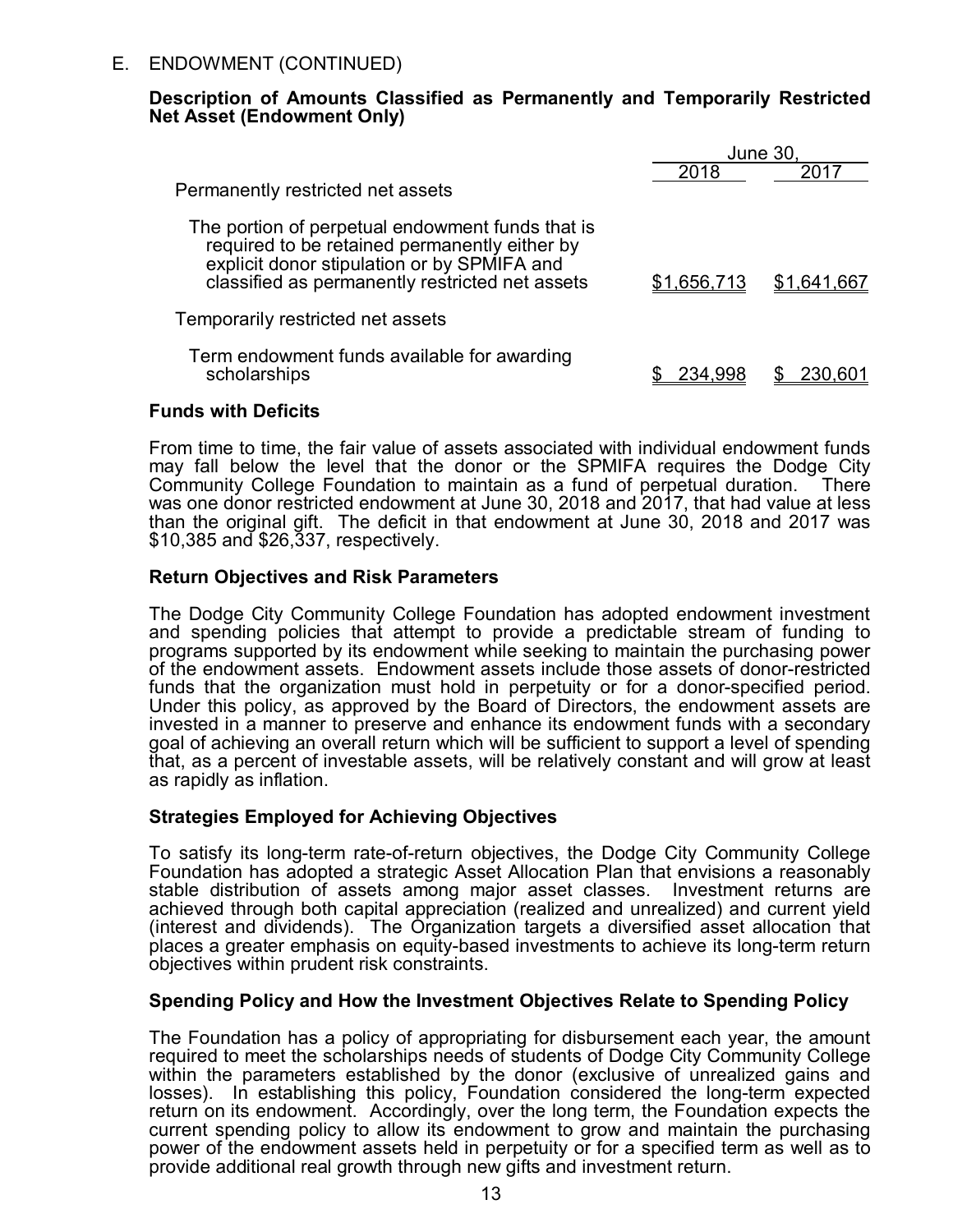E. ENDOWMENT (CONTINUED)

**Description of Amounts Classified as Permanently and Temporarily Restricted Net Asset (Endowment Only)**

| | June 30, | |
|---|---|---|
| | 2018 | 2017 |
| Permanently restricted net assets | | |
| The portion of perpetual endowment funds that is required to be retained permanently either by explicit donor stipulation or by SPMIFA and classified as permanently restricted net assets | $1,656,713 | $1,641,667 |
| Temporarily restricted net assets | | |
| Term endowment funds available for awarding scholarships | $ 234,998 | $ 230,601 |

**Funds with Deficits**

From time to time, the fair value of assets associated with individual endowment funds may fall below the level that the donor or the SPMIFA requires the Dodge City Community College Foundation to maintain as a fund of perpetual duration. There was one donor restricted endowment at June 30, 2018 and 2017, that had value at less than the original gift. The deficit in that endowment at June 30, 2018 and 2017 was $10,385 and $26,337, respectively.

**Return Objectives and Risk Parameters**

The Dodge City Community College Foundation has adopted endowment investment and spending policies that attempt to provide a predictable stream of funding to programs supported by its endowment while seeking to maintain the purchasing power of the endowment assets. Endowment assets include those assets of donor-restricted funds that the organization must hold in perpetuity or for a donor-specified period. Under this policy, as approved by the Board of Directors, the endowment assets are invested in a manner to preserve and enhance its endowment funds with a secondary goal of achieving an overall return which will be sufficient to support a level of spending that, as a percent of investable assets, will be relatively constant and will grow at least as rapidly as inflation.

**Strategies Employed for Achieving Objectives**

To satisfy its long-term rate-of-return objectives, the Dodge City Community College Foundation has adopted a strategic Asset Allocation Plan that envisions a reasonably stable distribution of assets among major asset classes. Investment returns are achieved through both capital appreciation (realized and unrealized) and current yield (interest and dividends). The Organization targets a diversified asset allocation that places a greater emphasis on equity-based investments to achieve its long-term return objectives within prudent risk constraints.

**Spending Policy and How the Investment Objectives Relate to Spending Policy**

The Foundation has a policy of appropriating for disbursement each year, the amount required to meet the scholarships needs of students of Dodge City Community College within the parameters established by the donor (exclusive of unrealized gains and losses). In establishing this policy, Foundation considered the long-term expected return on its endowment. Accordingly, over the long term, the Foundation expects the current spending policy to allow its endowment to grow and maintain the purchasing power of the endowment assets held in perpetuity or for a specified term as well as to provide additional real growth through new gifts and investment return.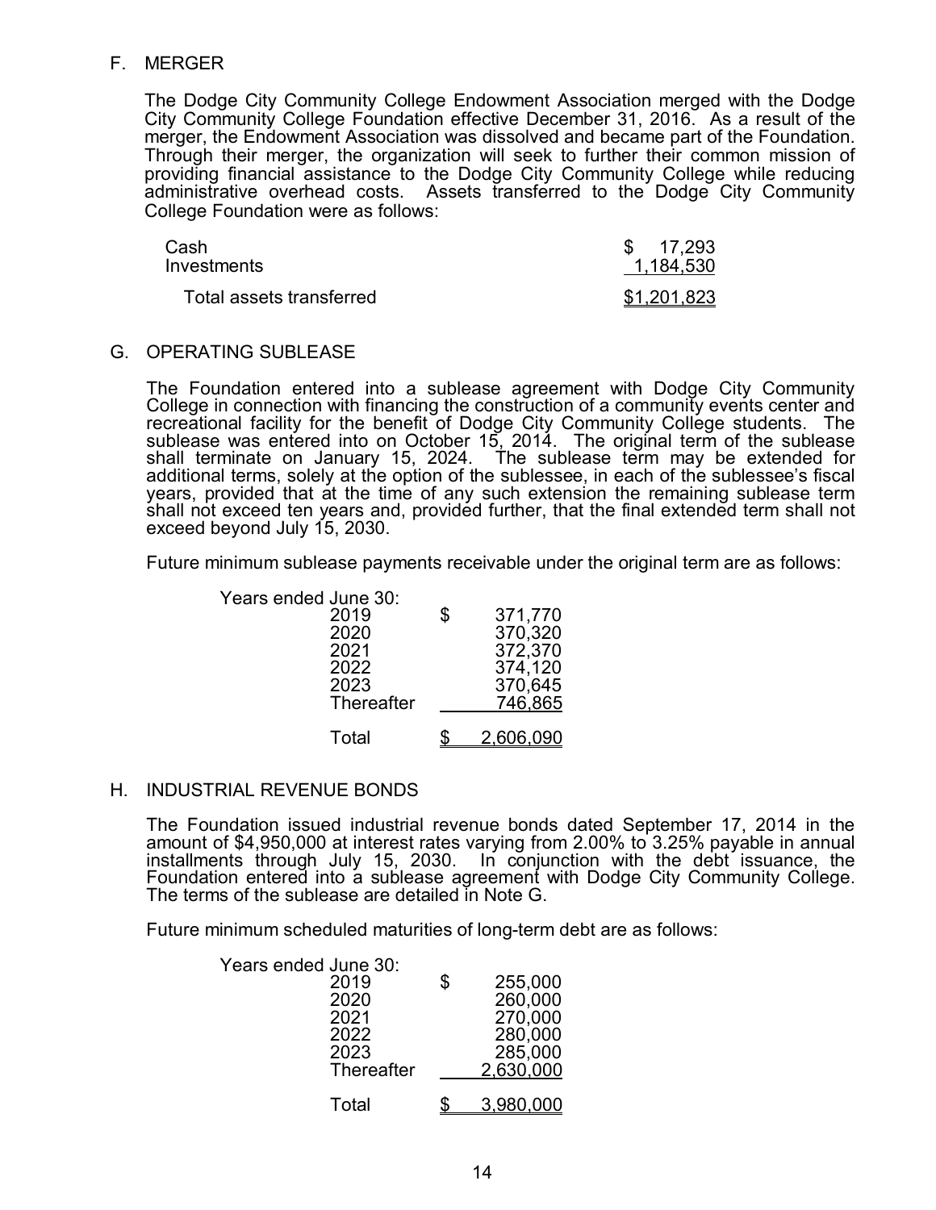## F. MERGER

The Dodge City Community College Endowment Association merged with the Dodge City Community College Foundation effective December 31, 2016. As a result of the merger, the Endowment Association was dissolved and became part of the Foundation. Through their merger, the organization will seek to further their common mission of providing financial assistance to the Dodge City Community College while reducing administrative overhead costs. Assets transferred to the Dodge City Community College Foundation were as follows:

| | |
|---|---|
| Cash | $ 17,293 |
| Investments | 1,184,530 |
| Total assets transferred | $1,201,823 |

## G. OPERATING SUBLEASE

The Foundation entered into a sublease agreement with Dodge City Community College in connection with financing the construction of a community events center and recreational facility for the benefit of Dodge City Community College students. The sublease was entered into on October 15, 2014. The original term of the sublease shall terminate on January 15, 2024. The sublease term may be extended for additional terms, solely at the option of the sublessee, in each of the sublessee's fiscal years, provided that at the time of any such extension the remaining sublease term shall not exceed ten years and, provided further, that the final extended term shall not exceed beyond July 15, 2030.

Future minimum sublease payments receivable under the original term are as follows:

| Years ended June 30: | |
|---|---|
| 2019 | $ 371,770 |
| 2020 | 370,320 |
| 2021 | 372,370 |
| 2022 | 374,120 |
| 2023 | 370,645 |
| Thereafter | 746,865 |
| Total | $ 2,606,090 |

## H. INDUSTRIAL REVENUE BONDS

The Foundation issued industrial revenue bonds dated September 17, 2014 in the amount of $4,950,000 at interest rates varying from 2.00% to 3.25% payable in annual installments through July 15, 2030. In conjunction with the debt issuance, the Foundation entered into a sublease agreement with Dodge City Community College. The terms of the sublease are detailed in Note G.

Future minimum scheduled maturities of long-term debt are as follows:

| Years ended June 30: | |
|---|---|
| 2019 | $ 255,000 |
| 2020 | 260,000 |
| 2021 | 270,000 |
| 2022 | 280,000 |
| 2023 | 285,000 |
| Thereafter | 2,630,000 |
| Total | $ 3,980,000 |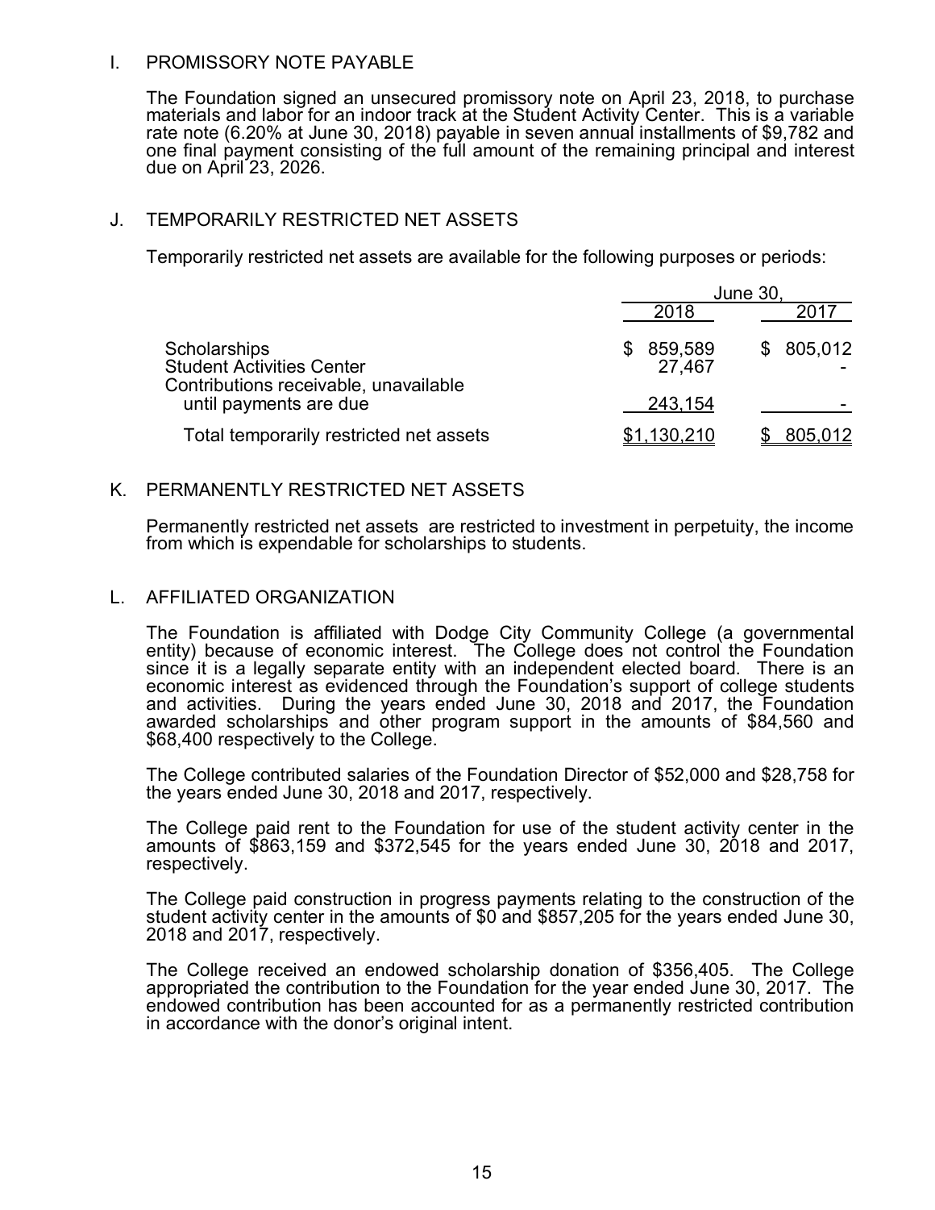## I. PROMISSORY NOTE PAYABLE

The Foundation signed an unsecured promissory note on April 23, 2018, to purchase materials and labor for an indoor track at the Student Activity Center. This is a variable rate note (6.20% at June 30, 2018) payable in seven annual installments of $9,782 and one final payment consisting of the full amount of the remaining principal and interest due on April 23, 2026.

## J. TEMPORARILY RESTRICTED NET ASSETS

Temporarily restricted net assets are available for the following purposes or periods:

| | June 30, | |
|---|---|---|
| | 2018 | 2017 |
| Scholarships | $ 859,589 | $ 805,012 |
| Student Activities Center | 27,467 | - |
| Contributions receivable, unavailable until payments are due | 243,154 | - |
| Total temporarily restricted net assets | $1,130,210 | $ 805,012 |

## K. PERMANENTLY RESTRICTED NET ASSETS

Permanently restricted net assets are restricted to investment in perpetuity, the income from which is expendable for scholarships to students.

## L. AFFILIATED ORGANIZATION

The Foundation is affiliated with Dodge City Community College (a governmental entity) because of economic interest. The College does not control the Foundation since it is a legally separate entity with an independent elected board. There is an economic interest as evidenced through the Foundation's support of college students and activities. During the years ended June 30, 2018 and 2017, the Foundation awarded scholarships and other program support in the amounts of $84,560 and $68,400 respectively to the College.

The College contributed salaries of the Foundation Director of $52,000 and $28,758 for the years ended June 30, 2018 and 2017, respectively.

The College paid rent to the Foundation for use of the student activity center in the amounts of $863,159 and $372,545 for the years ended June 30, 2018 and 2017, respectively.

The College paid construction in progress payments relating to the construction of the student activity center in the amounts of $0 and $857,205 for the years ended June 30, 2018 and 2017, respectively.

The College received an endowed scholarship donation of $356,405. The College appropriated the contribution to the Foundation for the year ended June 30, 2017. The endowed contribution has been accounted for as a permanently restricted contribution in accordance with the donor's original intent.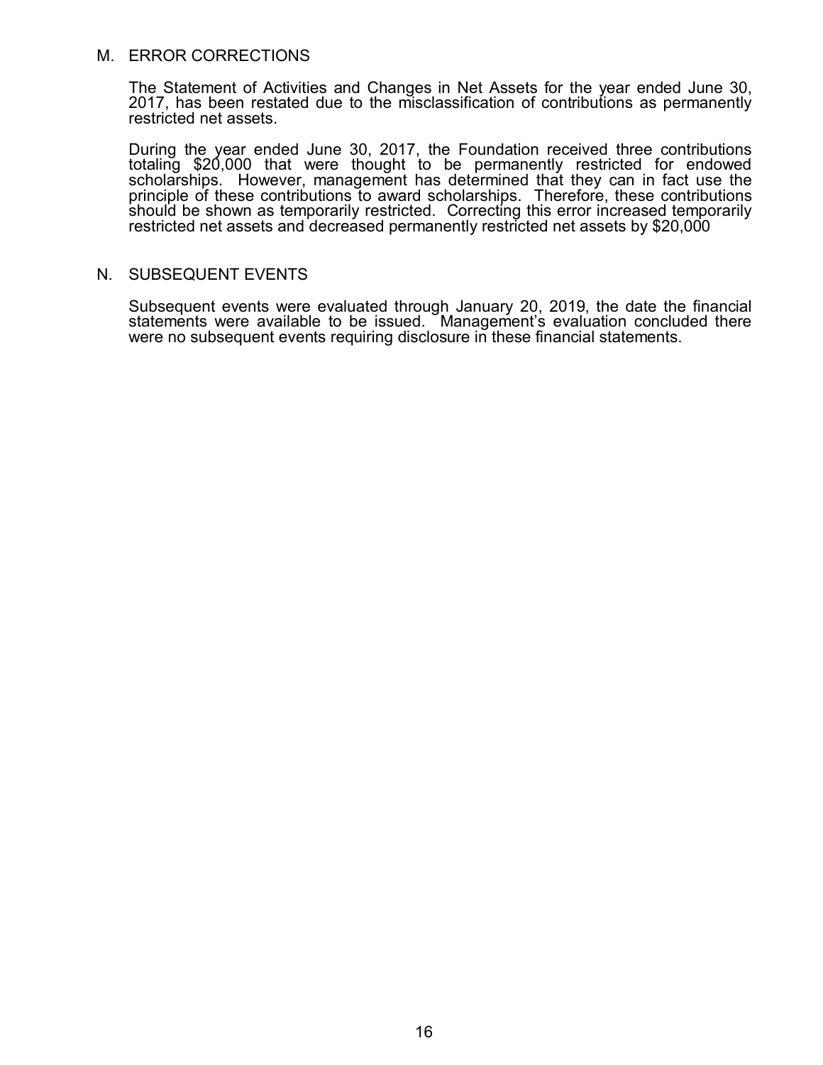## M. ERROR CORRECTIONS

The Statement of Activities and Changes in Net Assets for the year ended June 30, 2017, has been restated due to the misclassification of contributions as permanently restricted net assets.

During the year ended June 30, 2017, the Foundation received three contributions totaling $20,000 that were thought to be permanently restricted for endowed scholarships. However, management has determined that they can in fact use the principle of these contributions to award scholarships. Therefore, these contributions should be shown as temporarily restricted. Correcting this error increased temporarily restricted net assets and decreased permanently restricted net assets by $20,000

## N. SUBSEQUENT EVENTS

Subsequent events were evaluated through January 20, 2019, the date the financial statements were available to be issued. Management's evaluation concluded there were no subsequent events requiring disclosure in these financial statements.